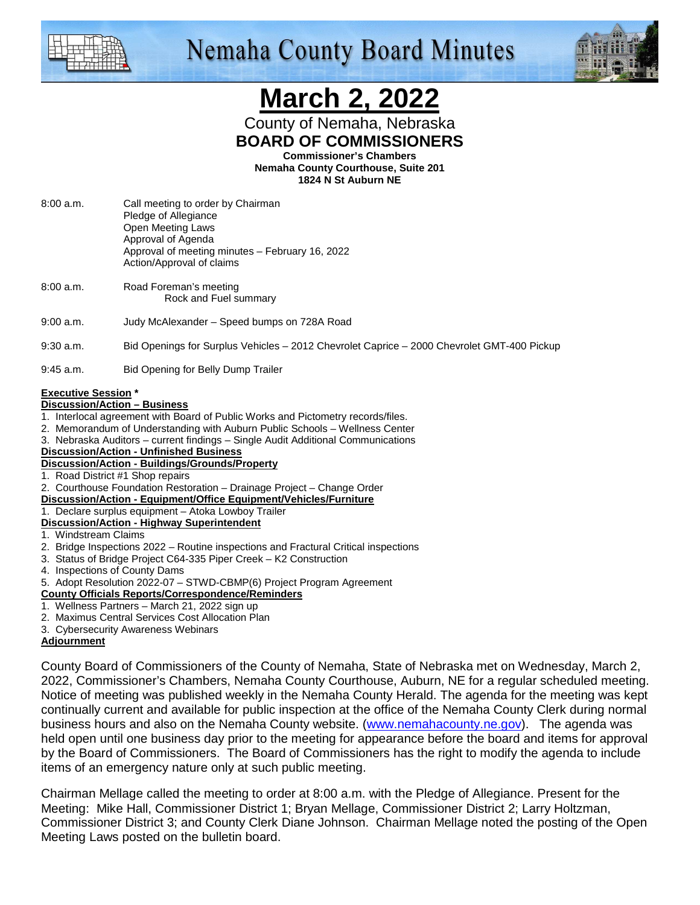# Nemaha County Board Minutes

# March 2, 2022

County of Nemaha, Nebraska

**BOARD OF COMMISSIONERS**

**Commissioner's Chambers**
**Nemaha County Courthouse, Suite 201**
**1824 N St Auburn NE**

8:00 a.m. Call meeting to order by Chairman
Pledge of Allegiance
Open Meeting Laws
Approval of Agenda
Approval of meeting minutes – February 16, 2022
Action/Approval of claims

8:00 a.m. Road Foreman's meeting
Rock and Fuel summary

9:00 a.m. Judy McAlexander – Speed bumps on 728A Road

9:30 a.m. Bid Openings for Surplus Vehicles – 2012 Chevrolet Caprice – 2000 Chevrolet GMT-400 Pickup

9:45 a.m. Bid Opening for Belly Dump Trailer

**Executive Session ***

**Discussion/Action – Business**

1. Interlocal agreement with Board of Public Works and Pictometry records/files.
2. Memorandum of Understanding with Auburn Public Schools – Wellness Center
3. Nebraska Auditors – current findings – Single Audit Additional Communications

**Discussion/Action - Unfinished Business**

**Discussion/Action - Buildings/Grounds/Property**

1. Road District #1 Shop repairs
2. Courthouse Foundation Restoration – Drainage Project – Change Order

**Discussion/Action - Equipment/Office Equipment/Vehicles/Furniture**

1. Declare surplus equipment – Atoka Lowboy Trailer

**Discussion/Action - Highway Superintendent**

1. Windstream Claims
2. Bridge Inspections 2022 – Routine inspections and Fractural Critical inspections
3. Status of Bridge Project C64-335 Piper Creek – K2 Construction
4. Inspections of County Dams
5. Adopt Resolution 2022-07 – STWD-CBMP(6) Project Program Agreement

**County Officials Reports/Correspondence/Reminders**

1. Wellness Partners – March 21, 2022 sign up
2. Maximus Central Services Cost Allocation Plan
3. Cybersecurity Awareness Webinars

**Adjournment**

County Board of Commissioners of the County of Nemaha, State of Nebraska met on Wednesday, March 2, 2022, Commissioner's Chambers, Nemaha County Courthouse, Auburn, NE for a regular scheduled meeting. Notice of meeting was published weekly in the Nemaha County Herald. The agenda for the meeting was kept continually current and available for public inspection at the office of the Nemaha County Clerk during normal business hours and also on the Nemaha County website. (www.nemahacounty.ne.gov). The agenda was held open until one business day prior to the meeting for appearance before the board and items for approval by the Board of Commissioners. The Board of Commissioners has the right to modify the agenda to include items of an emergency nature only at such public meeting.

Chairman Mellage called the meeting to order at 8:00 a.m. with the Pledge of Allegiance. Present for the Meeting: Mike Hall, Commissioner District 1; Bryan Mellage, Commissioner District 2; Larry Holtzman, Commissioner District 3; and County Clerk Diane Johnson. Chairman Mellage noted the posting of the Open Meeting Laws posted on the bulletin board.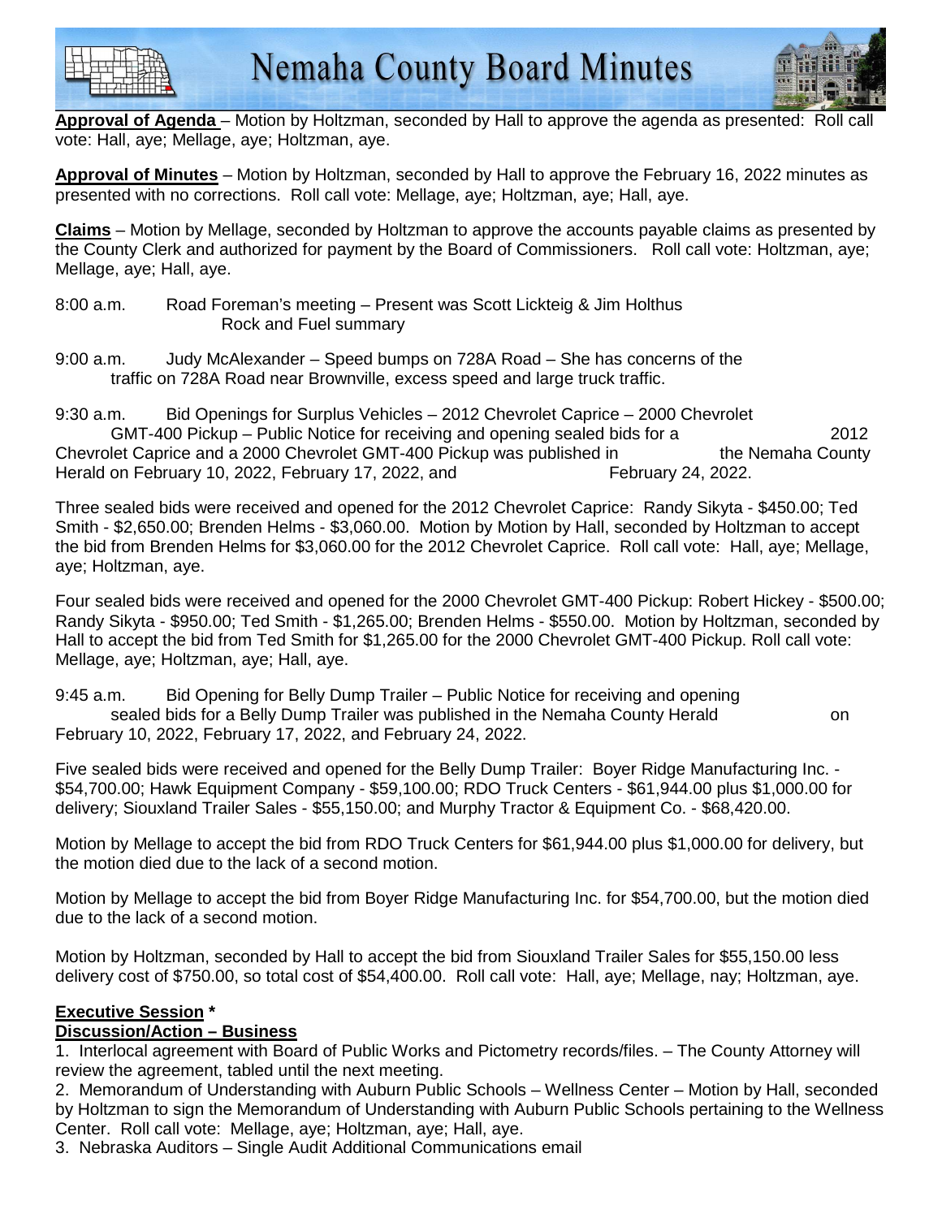**Approval of Agenda** – Motion by Holtzman, seconded by Hall to approve the agenda as presented: Roll call vote: Hall, aye; Mellage, aye; Holtzman, aye.

**Approval of Minutes** – Motion by Holtzman, seconded by Hall to approve the February 16, 2022 minutes as presented with no corrections. Roll call vote: Mellage, aye; Holtzman, aye; Hall, aye.

**Claims** – Motion by Mellage, seconded by Holtzman to approve the accounts payable claims as presented by the County Clerk and authorized for payment by the Board of Commissioners. Roll call vote: Holtzman, aye; Mellage, aye; Hall, aye.

8:00 a.m. Road Foreman's meeting – Present was Scott Lickteig & Jim Holthus
Rock and Fuel summary

9:00 a.m. Judy McAlexander – Speed bumps on 728A Road – She has concerns of the traffic on 728A Road near Brownville, excess speed and large truck traffic.

9:30 a.m. Bid Openings for Surplus Vehicles – 2012 Chevrolet Caprice – 2000 Chevrolet GMT-400 Pickup – Public Notice for receiving and opening sealed bids for a 2012 Chevrolet Caprice and a 2000 Chevrolet GMT-400 Pickup was published in the Nemaha County Herald on February 10, 2022, February 17, 2022, and February 24, 2022.

Three sealed bids were received and opened for the 2012 Chevrolet Caprice: Randy Sikyta - $450.00; Ted Smith - $2,650.00; Brenden Helms - $3,060.00. Motion by Motion by Hall, seconded by Holtzman to accept the bid from Brenden Helms for $3,060.00 for the 2012 Chevrolet Caprice. Roll call vote: Hall, aye; Mellage, aye; Holtzman, aye.

Four sealed bids were received and opened for the 2000 Chevrolet GMT-400 Pickup: Robert Hickey - $500.00; Randy Sikyta - $950.00; Ted Smith - $1,265.00; Brenden Helms - $550.00. Motion by Holtzman, seconded by Hall to accept the bid from Ted Smith for $1,265.00 for the 2000 Chevrolet GMT-400 Pickup. Roll call vote: Mellage, aye; Holtzman, aye; Hall, aye.

9:45 a.m. Bid Opening for Belly Dump Trailer – Public Notice for receiving and opening sealed bids for a Belly Dump Trailer was published in the Nemaha County Herald on February 10, 2022, February 17, 2022, and February 24, 2022.

Five sealed bids were received and opened for the Belly Dump Trailer: Boyer Ridge Manufacturing Inc. - $54,700.00; Hawk Equipment Company - $59,100.00; RDO Truck Centers - $61,944.00 plus $1,000.00 for delivery; Siouxland Trailer Sales - $55,150.00; and Murphy Tractor & Equipment Co. - $68,420.00.

Motion by Mellage to accept the bid from RDO Truck Centers for $61,944.00 plus $1,000.00 for delivery, but the motion died due to the lack of a second motion.

Motion by Mellage to accept the bid from Boyer Ridge Manufacturing Inc. for $54,700.00, but the motion died due to the lack of a second motion.

Motion by Holtzman, seconded by Hall to accept the bid from Siouxland Trailer Sales for $55,150.00 less delivery cost of $750.00, so total cost of $54,400.00. Roll call vote: Hall, aye; Mellage, nay; Holtzman, aye.

**Executive Session** *

**Discussion/Action – Business**

1. Interlocal agreement with Board of Public Works and Pictometry records/files. – The County Attorney will review the agreement, tabled until the next meeting.
2. Memorandum of Understanding with Auburn Public Schools – Wellness Center – Motion by Hall, seconded by Holtzman to sign the Memorandum of Understanding with Auburn Public Schools pertaining to the Wellness Center. Roll call vote: Mellage, aye; Holtzman, aye; Hall, aye.
3. Nebraska Auditors – Single Audit Additional Communications email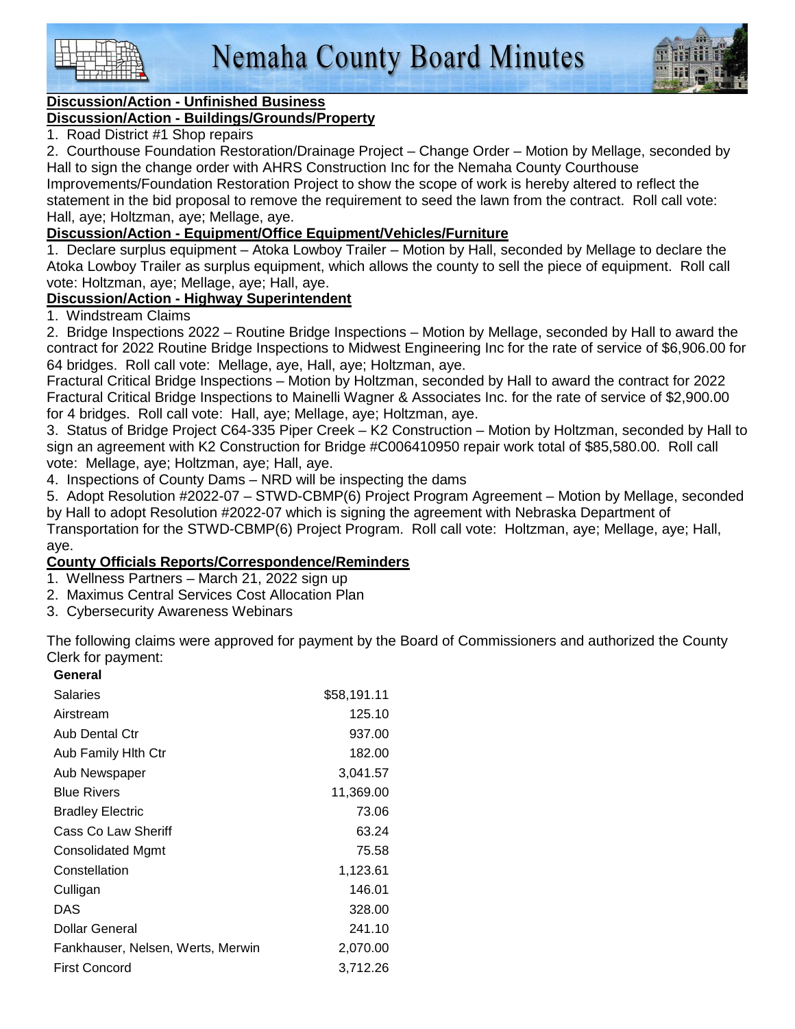**Discussion/Action - Unfinished Business**

**Discussion/Action - Buildings/Grounds/Property**

1. Road District #1 Shop repairs
2. Courthouse Foundation Restoration/Drainage Project – Change Order – Motion by Mellage, seconded by Hall to sign the change order with AHRS Construction Inc for the Nemaha County Courthouse Improvements/Foundation Restoration Project to show the scope of work is hereby altered to reflect the statement in the bid proposal to remove the requirement to seed the lawn from the contract. Roll call vote: Hall, aye; Holtzman, aye; Mellage, aye.

**Discussion/Action - Equipment/Office Equipment/Vehicles/Furniture**

1. Declare surplus equipment – Atoka Lowboy Trailer – Motion by Hall, seconded by Mellage to declare the Atoka Lowboy Trailer as surplus equipment, which allows the county to sell the piece of equipment. Roll call vote: Holtzman, aye; Mellage, aye; Hall, aye.

**Discussion/Action - Highway Superintendent**

1. Windstream Claims
2. Bridge Inspections 2022 – Routine Bridge Inspections – Motion by Mellage, seconded by Hall to award the contract for 2022 Routine Bridge Inspections to Midwest Engineering Inc for the rate of service of $6,906.00 for 64 bridges. Roll call vote: Mellage, aye, Hall, aye; Holtzman, aye.

Fractural Critical Bridge Inspections – Motion by Holtzman, seconded by Hall to award the contract for 2022 Fractural Critical Bridge Inspections to Mainelli Wagner & Associates Inc. for the rate of service of $2,900.00 for 4 bridges. Roll call vote: Hall, aye; Mellage, aye; Holtzman, aye.

3. Status of Bridge Project C64-335 Piper Creek – K2 Construction – Motion by Holtzman, seconded by Hall to sign an agreement with K2 Construction for Bridge #C006410950 repair work total of $85,580.00. Roll call vote: Mellage, aye; Holtzman, aye; Hall, aye.
4. Inspections of County Dams – NRD will be inspecting the dams
5. Adopt Resolution #2022-07 – STWD-CBMP(6) Project Program Agreement – Motion by Mellage, seconded by Hall to adopt Resolution #2022-07 which is signing the agreement with Nebraska Department of Transportation for the STWD-CBMP(6) Project Program. Roll call vote: Holtzman, aye; Mellage, aye; Hall, aye.

**County Officials Reports/Correspondence/Reminders**

1. Wellness Partners – March 21, 2022 sign up
2. Maximus Central Services Cost Allocation Plan
3. Cybersecurity Awareness Webinars

The following claims were approved for payment by the Board of Commissioners and authorized the County Clerk for payment:

| **General** | |
|---|---|
| Salaries | $58,191.11 |
| Airstream | 125.10 |
| Aub Dental Ctr | 937.00 |
| Aub Family Hlth Ctr | 182.00 |
| Aub Newspaper | 3,041.57 |
| Blue Rivers | 11,369.00 |
| Bradley Electric | 73.06 |
| Cass Co Law Sheriff | 63.24 |
| Consolidated Mgmt | 75.58 |
| Constellation | 1,123.61 |
| Culligan | 146.01 |
| DAS | 328.00 |
| Dollar General | 241.10 |
| Fankhauser, Nelsen, Werts, Merwin | 2,070.00 |
| First Concord | 3,712.26 |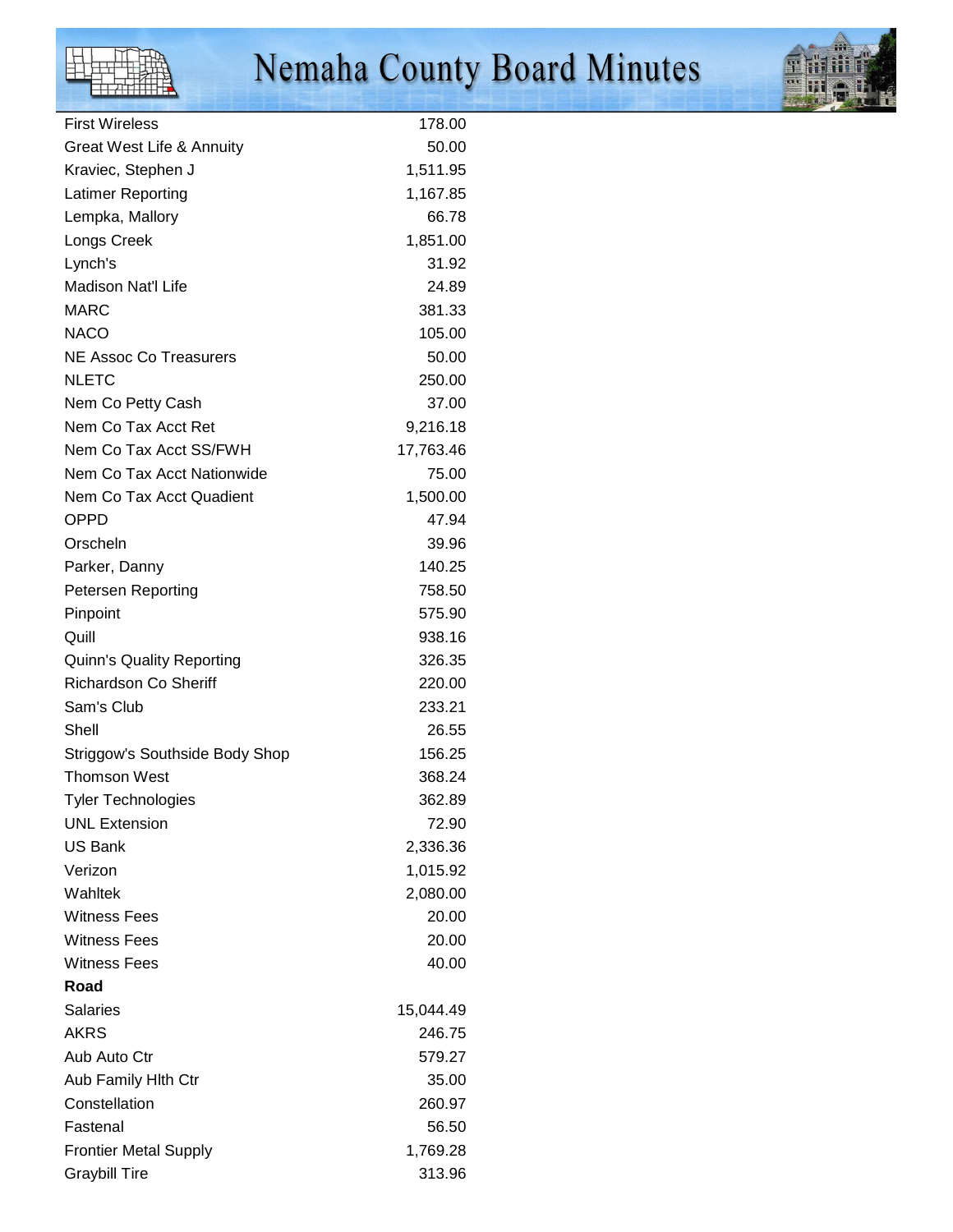| | |
|---|---|
| First Wireless | 178.00 |
| Great West Life & Annuity | 50.00 |
| Kraviec, Stephen J | 1,511.95 |
| Latimer Reporting | 1,167.85 |
| Lempka, Mallory | 66.78 |
| Longs Creek | 1,851.00 |
| Lynch's | 31.92 |
| Madison Nat'l Life | 24.89 |
| MARC | 381.33 |
| NACO | 105.00 |
| NE Assoc Co Treasurers | 50.00 |
| NLETC | 250.00 |
| Nem Co Petty Cash | 37.00 |
| Nem Co Tax Acct Ret | 9,216.18 |
| Nem Co Tax Acct SS/FWH | 17,763.46 |
| Nem Co Tax Acct Nationwide | 75.00 |
| Nem Co Tax Acct Quadient | 1,500.00 |
| OPPD | 47.94 |
| Orscheln | 39.96 |
| Parker, Danny | 140.25 |
| Petersen Reporting | 758.50 |
| Pinpoint | 575.90 |
| Quill | 938.16 |
| Quinn's Quality Reporting | 326.35 |
| Richardson Co Sheriff | 220.00 |
| Sam's Club | 233.21 |
| Shell | 26.55 |
| Striggow's Southside Body Shop | 156.25 |
| Thomson West | 368.24 |
| Tyler Technologies | 362.89 |
| UNL Extension | 72.90 |
| US Bank | 2,336.36 |
| Verizon | 1,015.92 |
| Wahltek | 2,080.00 |
| Witness Fees | 20.00 |
| Witness Fees | 20.00 |
| Witness Fees | 40.00 |
| **Road** | |
| Salaries | 15,044.49 |
| AKRS | 246.75 |
| Aub Auto Ctr | 579.27 |
| Aub Family Hlth Ctr | 35.00 |
| Constellation | 260.97 |
| Fastenal | 56.50 |
| Frontier Metal Supply | 1,769.28 |
| Graybill Tire | 313.96 |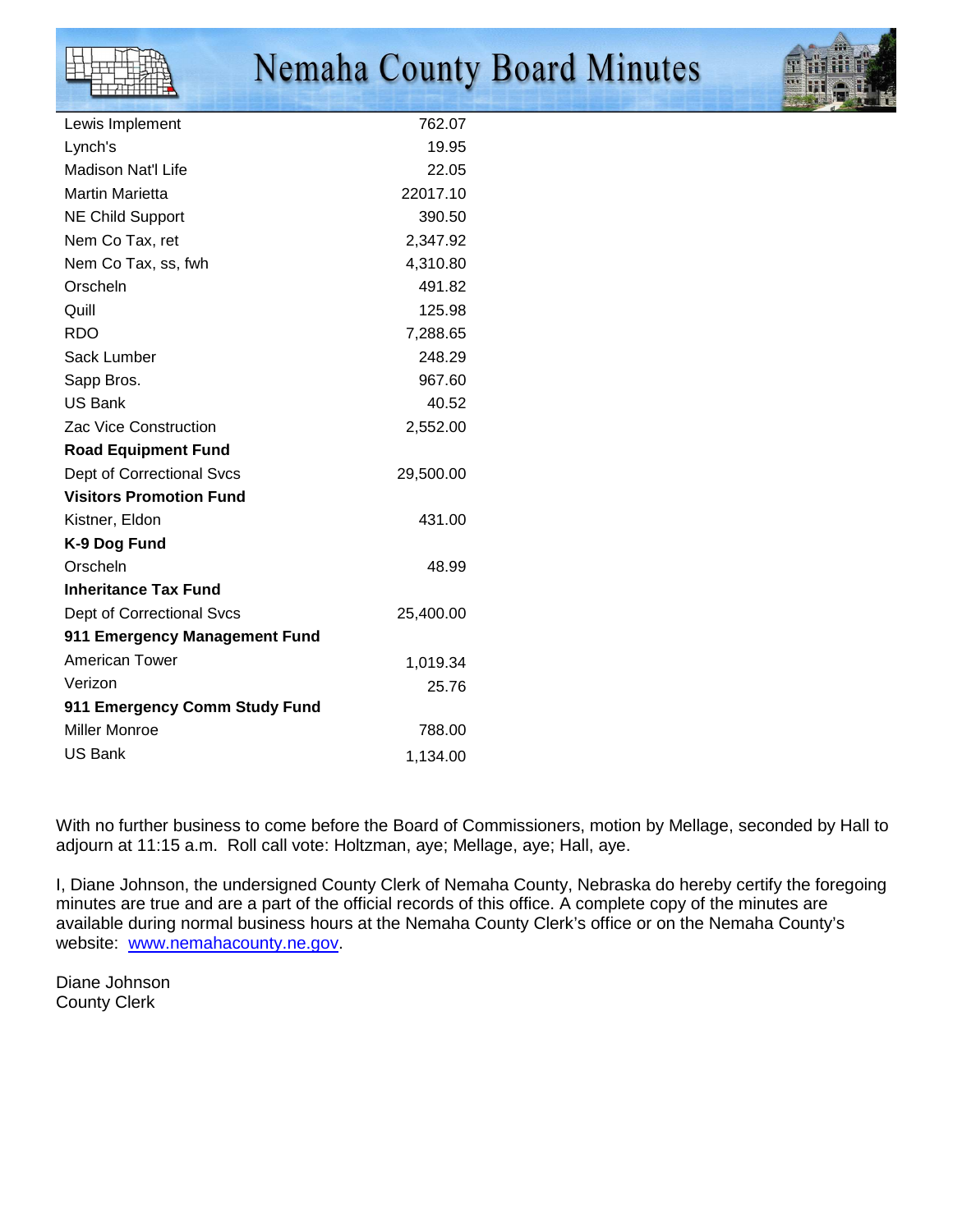| | |
|---|---|
| Lewis Implement | 762.07 |
| Lynch's | 19.95 |
| Madison Nat'l Life | 22.05 |
| Martin Marietta | 22017.10 |
| NE Child Support | 390.50 |
| Nem Co Tax, ret | 2,347.92 |
| Nem Co Tax, ss, fwh | 4,310.80 |
| Orscheln | 491.82 |
| Quill | 125.98 |
| RDO | 7,288.65 |
| Sack Lumber | 248.29 |
| Sapp Bros. | 967.60 |
| US Bank | 40.52 |
| Zac Vice Construction | 2,552.00 |
| **Road Equipment Fund** | |
| Dept of Correctional Svcs | 29,500.00 |
| **Visitors Promotion Fund** | |
| Kistner, Eldon | 431.00 |
| **K-9 Dog Fund** | |
| Orscheln | 48.99 |
| **Inheritance Tax Fund** | |
| Dept of Correctional Svcs | 25,400.00 |
| **911 Emergency Management Fund** | |
| American Tower | 1,019.34 |
| Verizon | 25.76 |
| **911 Emergency Comm Study Fund** | |
| Miller Monroe | 788.00 |
| US Bank | 1,134.00 |

With no further business to come before the Board of Commissioners, motion by Mellage, seconded by Hall to adjourn at 11:15 a.m. Roll call vote: Holtzman, aye; Mellage, aye; Hall, aye.

I, Diane Johnson, the undersigned County Clerk of Nemaha County, Nebraska do hereby certify the foregoing minutes are true and are a part of the official records of this office. A complete copy of the minutes are available during normal business hours at the Nemaha County Clerk's office or on the Nemaha County's website: www.nemahacounty.ne.gov.

Diane Johnson
County Clerk